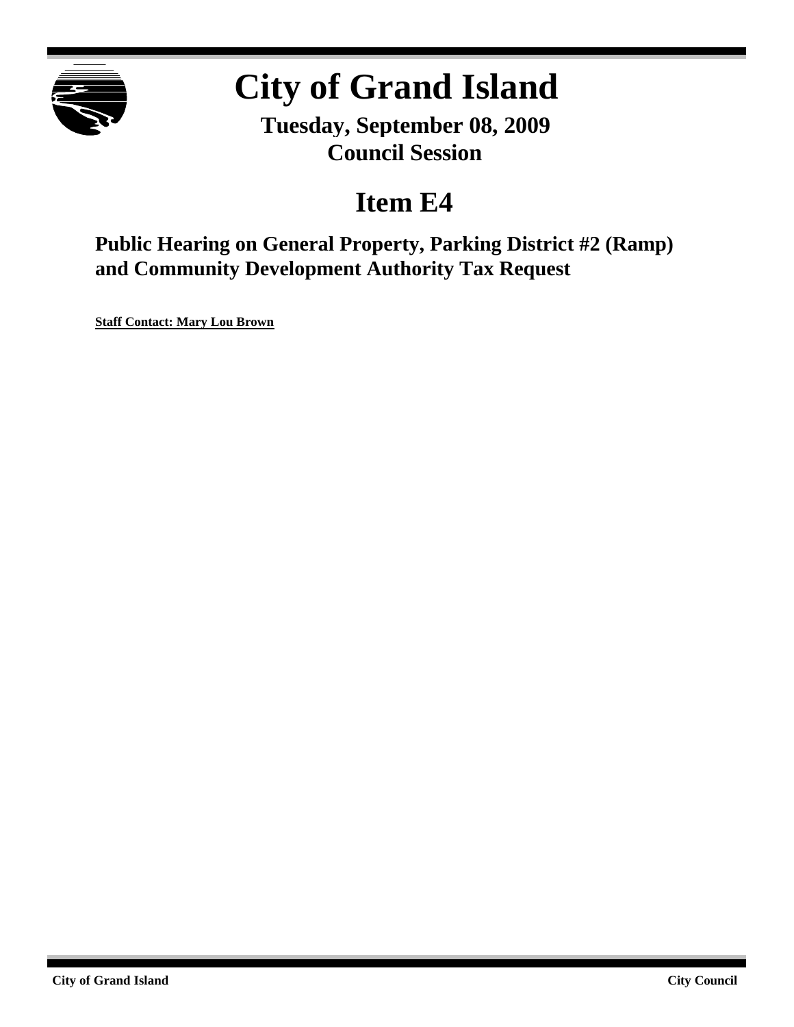# City of Grand Island

**Tuesday, September 08, 2009**
**Council Session**

## Item E4

### Public Hearing on General Property, Parking District #2 (Ramp) and Community Development Authority Tax Request

**Staff Contact: Mary Lou Brown**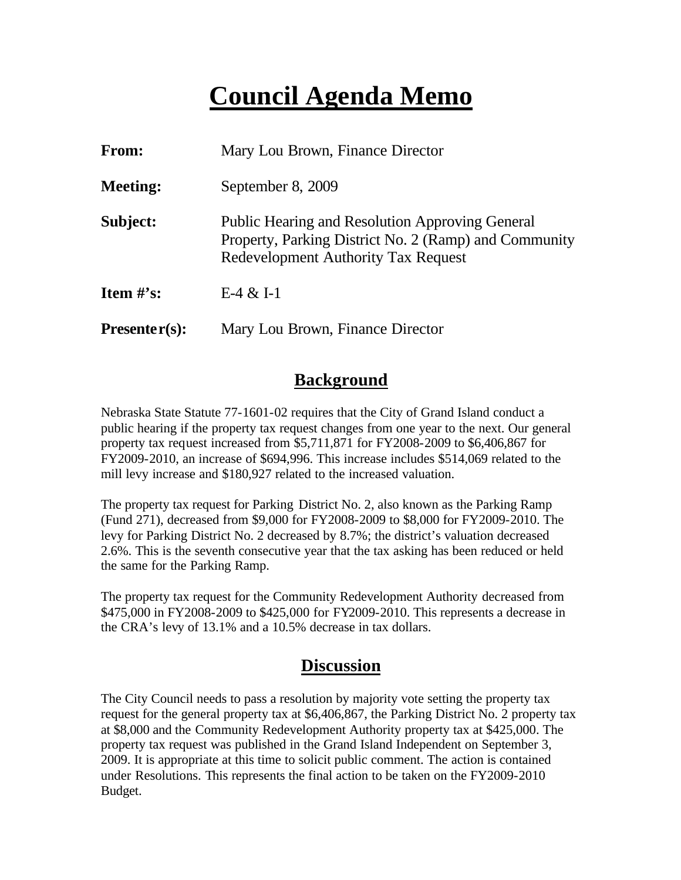# Council Agenda Memo

| | |
|---|---|
| **From:** | Mary Lou Brown, Finance Director |
| **Meeting:** | September 8, 2009 |
| **Subject:** | Public Hearing and Resolution Approving General Property, Parking District No. 2 (Ramp) and Community Redevelopment Authority Tax Request |
| **Item #'s:** | E-4 & I-1 |
| **Presenter(s):** | Mary Lou Brown, Finance Director |

## Background

Nebraska State Statute 77-1601-02 requires that the City of Grand Island conduct a public hearing if the property tax request changes from one year to the next. Our general property tax request increased from $5,711,871 for FY2008-2009 to $6,406,867 for FY2009-2010, an increase of $694,996. This increase includes $514,069 related to the mill levy increase and $180,927 related to the increased valuation.

The property tax request for Parking District No. 2, also known as the Parking Ramp (Fund 271), decreased from $9,000 for FY2008-2009 to $8,000 for FY2009-2010. The levy for Parking District No. 2 decreased by 8.7%; the district's valuation decreased 2.6%. This is the seventh consecutive year that the tax asking has been reduced or held the same for the Parking Ramp.

The property tax request for the Community Redevelopment Authority decreased from $475,000 in FY2008-2009 to $425,000 for FY2009-2010. This represents a decrease in the CRA's levy of 13.1% and a 10.5% decrease in tax dollars.

## Discussion

The City Council needs to pass a resolution by majority vote setting the property tax request for the general property tax at $6,406,867, the Parking District No. 2 property tax at $8,000 and the Community Redevelopment Authority property tax at $425,000. The property tax request was published in the Grand Island Independent on September 3, 2009. It is appropriate at this time to solicit public comment. The action is contained under Resolutions. This represents the final action to be taken on the FY2009-2010 Budget.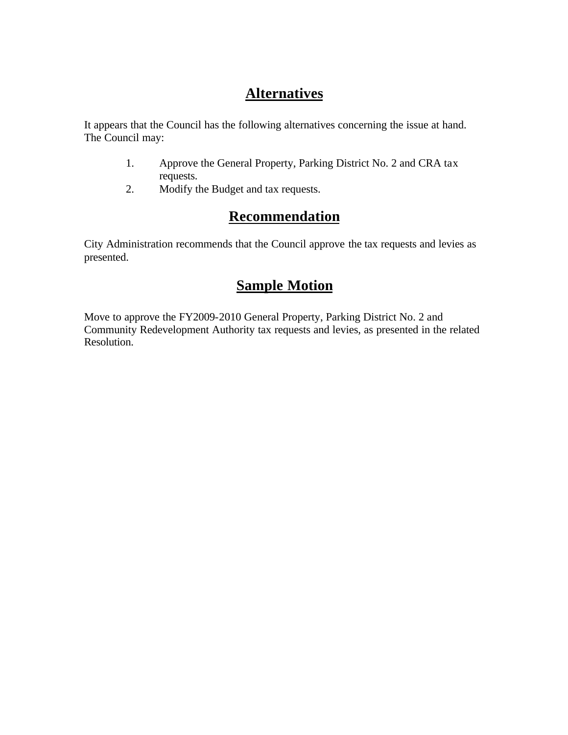## Alternatives

It appears that the Council has the following alternatives concerning the issue at hand. The Council may:

1. Approve the General Property, Parking District No. 2 and CRA tax requests.
2. Modify the Budget and tax requests.

## Recommendation

City Administration recommends that the Council approve the tax requests and levies as presented.

## Sample Motion

Move to approve the FY2009-2010 General Property, Parking District No. 2 and Community Redevelopment Authority tax requests and levies, as presented in the related Resolution.